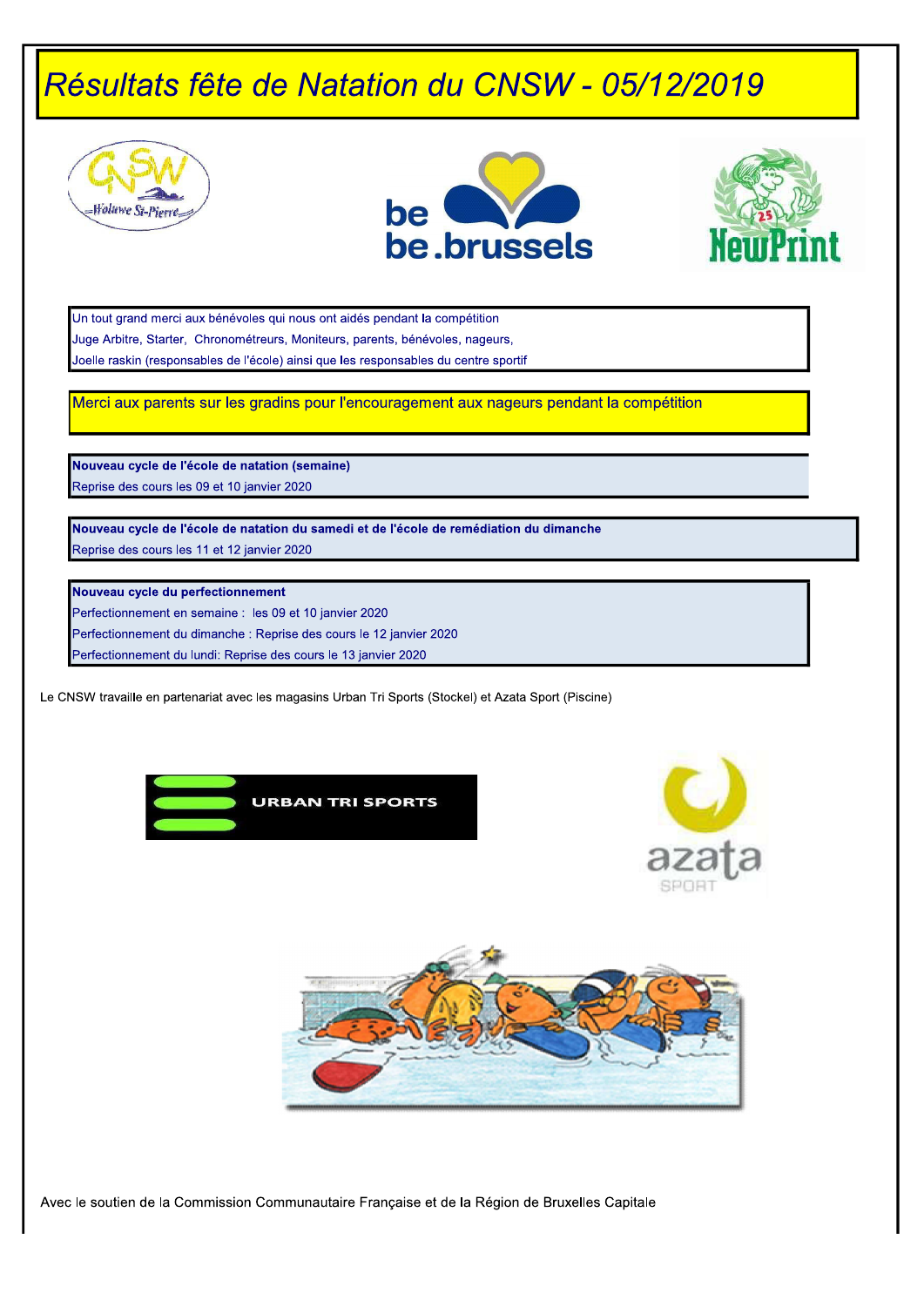# Résultats fête de Natation du CNSW - 05/12/2019

Un tout grand merci aux bénévoles qui nous ont aidés pendant la compétition
Juge Arbitre, Starter, Chronométreurs, Moniteurs, parents, bénévoles, nageurs,
Joelle raskin (responsables de l'école) ainsi que les responsables du centre sportif

Merci aux parents sur les gradins pour l'encouragement aux nageurs pendant la compétition

**Nouveau cycle de l'école de natation (semaine)**
Reprise des cours les 09 et 10 janvier 2020

**Nouveau cycle de l'école de natation du samedi et de l'école de remédiation du dimanche**
Reprise des cours les 11 et 12 janvier 2020

**Nouveau cycle du perfectionnement**
Perfectionnement en semaine : les 09 et 10 janvier 2020
Perfectionnement du dimanche : Reprise des cours le 12 janvier 2020
Perfectionnement du lundi: Reprise des cours le 13 janvier 2020

Le CNSW travaille en partenariat avec les magasins Urban Tri Sports (Stockel) et Azata Sport (Piscine)

Avec le soutien de la Commission Communautaire Française et de la Région de Bruxelles Capitale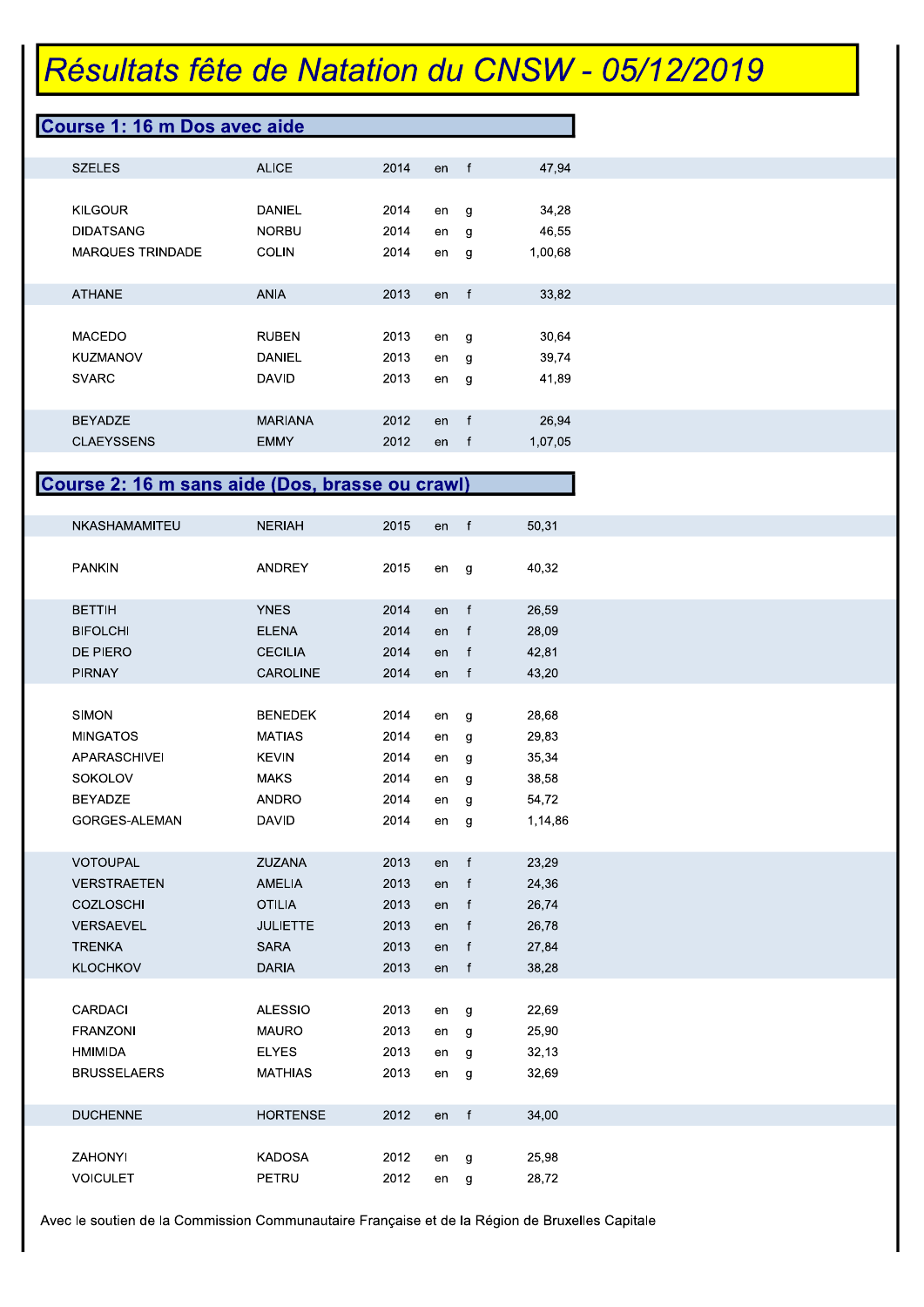# Résultats fête de Natation du CNSW - 05/12/2019

## Course 1: 16 m Dos avec aide

| | | | | | |
|---|---|---|---|---|---|
| SZELES | ALICE | 2014 | en | f | 47,94 |
| KILGOUR | DANIEL | 2014 | en | g | 34,28 |
| DIDATSANG | NORBU | 2014 | en | g | 46,55 |
| MARQUES TRINDADE | COLIN | 2014 | en | g | 1,00,68 |
| ATHANE | ANIA | 2013 | en | f | 33,82 |
| MACEDO | RUBEN | 2013 | en | g | 30,64 |
| KUZMANOV | DANIEL | 2013 | en | g | 39,74 |
| SVARC | DAVID | 2013 | en | g | 41,89 |
| BEYADZE | MARIANA | 2012 | en | f | 26,94 |
| CLAEYSSENS | EMMY | 2012 | en | f | 1,07,05 |

## Course 2: 16 m sans aide (Dos, brasse ou crawl)

| | | | | | |
|---|---|---|---|---|---|
| NKASHAMAMITEU | NERIAH | 2015 | en | f | 50,31 |
| PANKIN | ANDREY | 2015 | en | g | 40,32 |
| BETTIH | YNES | 2014 | en | f | 26,59 |
| BIFOLCHI | ELENA | 2014 | en | f | 28,09 |
| DE PIERO | CECILIA | 2014 | en | f | 42,81 |
| PIRNAY | CAROLINE | 2014 | en | f | 43,20 |
| SIMON | BENEDEK | 2014 | en | g | 28,68 |
| MINGATOS | MATIAS | 2014 | en | g | 29,83 |
| APARASCHIVEI | KEVIN | 2014 | en | g | 35,34 |
| SOKOLOV | MAKS | 2014 | en | g | 38,58 |
| BEYADZE | ANDRO | 2014 | en | g | 54,72 |
| GORGES-ALEMAN | DAVID | 2014 | en | g | 1,14,86 |
| VOTOUPAL | ZUZANA | 2013 | en | f | 23,29 |
| VERSTRAETEN | AMELIA | 2013 | en | f | 24,36 |
| COZLOSCHI | OTILIA | 2013 | en | f | 26,74 |
| VERSAEVEL | JULIETTE | 2013 | en | f | 26,78 |
| TRENKA | SARA | 2013 | en | f | 27,84 |
| KLOCHKOV | DARIA | 2013 | en | f | 38,28 |
| CARDACI | ALESSIO | 2013 | en | g | 22,69 |
| FRANZONI | MAURO | 2013 | en | g | 25,90 |
| HMIMIDA | ELYES | 2013 | en | g | 32,13 |
| BRUSSELAERS | MATHIAS | 2013 | en | g | 32,69 |
| DUCHENNE | HORTENSE | 2012 | en | f | 34,00 |
| ZAHONYI | KADOSA | 2012 | en | g | 25,98 |
| VOICULET | PETRU | 2012 | en | g | 28,72 |

Avec le soutien de la Commission Communautaire Française et de la Région de Bruxelles Capitale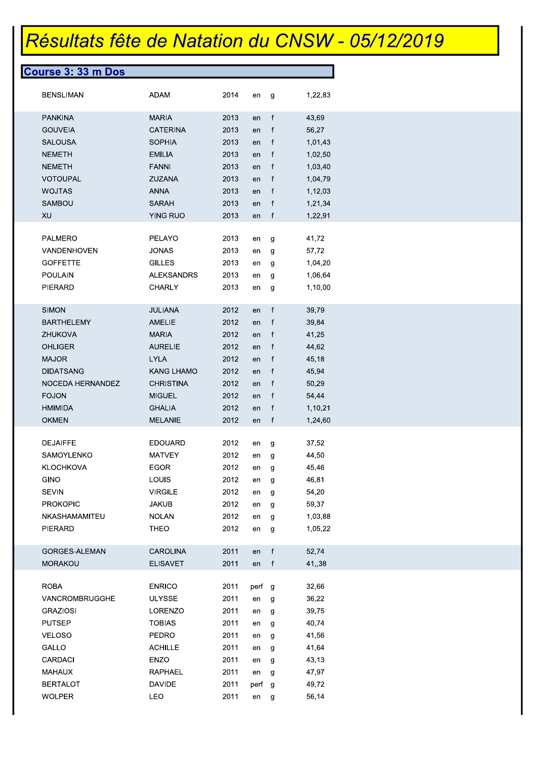# Résultats fête de Natation du CNSW - 05/12/2019

## Course 3: 33 m Dos

| | | | | | |
|---|---|---|---|---|---|
| BENSLIMAN | ADAM | 2014 | en | g | 1,22,83 |
| PANKINA | MARIA | 2013 | en | f | 43,69 |
| GOUVEIA | CATERINA | 2013 | en | f | 56,27 |
| SALOUSA | SOPHIA | 2013 | en | f | 1,01,43 |
| NEMETH | EMILIA | 2013 | en | f | 1,02,50 |
| NEMETH | FANNI | 2013 | en | f | 1,03,40 |
| VOTOUPAL | ZUZANA | 2013 | en | f | 1,04,79 |
| WOJTAS | ANNA | 2013 | en | f | 1,12,03 |
| SAMBOU | SARAH | 2013 | en | f | 1,21,34 |
| XU | YING RUO | 2013 | en | f | 1,22,91 |
| PALMERO | PELAYO | 2013 | en | g | 41,72 |
| VANDENHOVEN | JONAS | 2013 | en | g | 57,72 |
| GOFFETTE | GILLES | 2013 | en | g | 1,04,20 |
| POULAIN | ALEKSANDRS | 2013 | en | g | 1,06,64 |
| PIERARD | CHARLY | 2013 | en | g | 1,10,00 |
| SIMON | JULIANA | 2012 | en | f | 39,79 |
| BARTHELEMY | AMELIE | 2012 | en | f | 39,84 |
| ZHUKOVA | MARIA | 2012 | en | f | 41,25 |
| OHLIGER | AURELIE | 2012 | en | f | 44,62 |
| MAJOR | LYLA | 2012 | en | f | 45,18 |
| DIDATSANG | KANG LHAMO | 2012 | en | f | 45,94 |
| NOCEDA HERNANDEZ | CHRISTINA | 2012 | en | f | 50,29 |
| FOJON | MIGUEL | 2012 | en | f | 54,44 |
| HMIMIDA | GHALIA | 2012 | en | f | 1,10,21 |
| OKMEN | MELANIE | 2012 | en | f | 1,24,60 |
| DEJAIFFE | EDOUARD | 2012 | en | g | 37,52 |
| SAMOYLENKO | MATVEY | 2012 | en | g | 44,50 |
| KLOCHKOVA | EGOR | 2012 | en | g | 45,46 |
| GINO | LOUIS | 2012 | en | g | 46,81 |
| SEVIN | VIRGILE | 2012 | en | g | 54,20 |
| PROKOPIC | JAKUB | 2012 | en | g | 59,37 |
| NKASHAMAMITEU | NOLAN | 2012 | en | g | 1,03,88 |
| PIERARD | THEO | 2012 | en | g | 1,05,22 |
| GORGES-ALEMAN | CAROLINA | 2011 | en | f | 52,74 |
| MORAKOU | ELISAVET | 2011 | en | f | 41,,38 |
| ROBA | ENRICO | 2011 | perf | g | 32,66 |
| VANCROMBRUGGHE | ULYSSE | 2011 | en | g | 36,22 |
| GRAZIOSI | LORENZO | 2011 | en | g | 39,75 |
| PUTSEP | TOBIAS | 2011 | en | g | 40,74 |
| VELOSO | PEDRO | 2011 | en | g | 41,56 |
| GALLO | ACHILLE | 2011 | en | g | 41,64 |
| CARDACI | ENZO | 2011 | en | g | 43,13 |
| MAHAUX | RAPHAEL | 2011 | en | g | 47,97 |
| BERTALOT | DAVIDE | 2011 | perf | g | 49,72 |
| WOLPER | LEO | 2011 | en | g | 56,14 |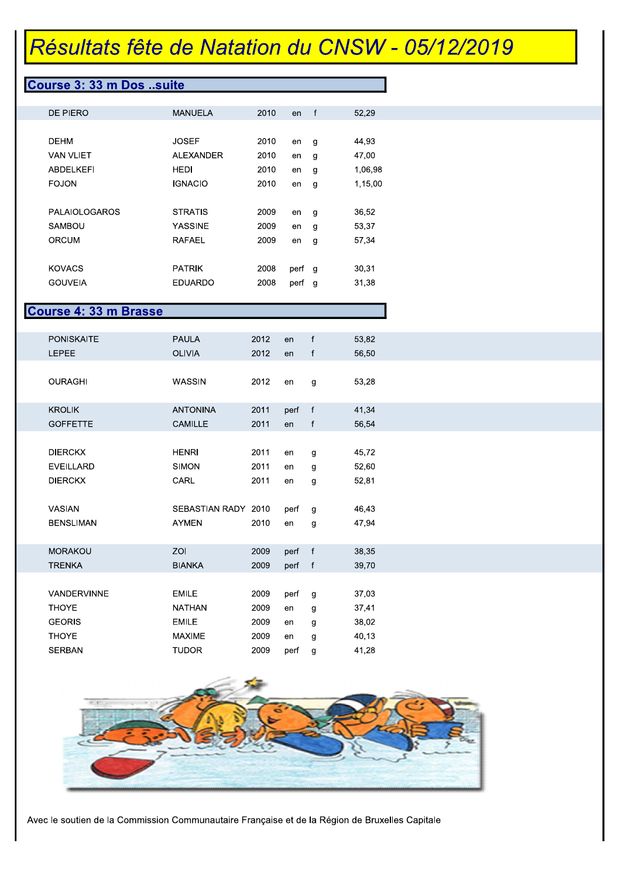# Résultats fête de Natation du CNSW - 05/12/2019

## Course 3: 33 m Dos ..suite

| | | | | | |
|---|---|---|---|---|---|
| DE PIERO | MANUELA | 2010 | en | f | 52,29 |
| | | | | | |
| DEHM | JOSEF | 2010 | en | g | 44,93 |
| VAN VLIET | ALEXANDER | 2010 | en | g | 47,00 |
| ABDELKEFI | HEDI | 2010 | en | g | 1,06,98 |
| FOJON | IGNACIO | 2010 | en | g | 1,15,00 |
| | | | | | |
| PALAIOLOGAROS | STRATIS | 2009 | en | g | 36,52 |
| SAMBOU | YASSINE | 2009 | en | g | 53,37 |
| ORCUM | RAFAEL | 2009 | en | g | 57,34 |
| | | | | | |
| KOVACS | PATRIK | 2008 | perf | g | 30,31 |
| GOUVEIA | EDUARDO | 2008 | perf | g | 31,38 |

## Course 4: 33 m Brasse

| | | | | | |
|---|---|---|---|---|---|
| PONISKAITE | PAULA | 2012 | en | f | 53,82 |
| LEPEE | OLIVIA | 2012 | en | f | 56,50 |
| | | | | | |
| OURAGHI | WASSIN | 2012 | en | g | 53,28 |
| | | | | | |
| KROLIK | ANTONINA | 2011 | perf | f | 41,34 |
| GOFFETTE | CAMILLE | 2011 | en | f | 56,54 |
| | | | | | |
| DIERCKX | HENRI | 2011 | en | g | 45,72 |
| EVEILLARD | SIMON | 2011 | en | g | 52,60 |
| DIERCKX | CARL | 2011 | en | g | 52,81 |
| | | | | | |
| VASIAN | SEBASTIAN RADY | 2010 | perf | g | 46,43 |
| BENSLIMAN | AYMEN | 2010 | en | g | 47,94 |
| | | | | | |
| MORAKOU | ZOI | 2009 | perf | f | 38,35 |
| TRENKA | BIANKA | 2009 | perf | f | 39,70 |
| | | | | | |
| VANDERVINNE | EMILE | 2009 | perf | g | 37,03 |
| THOYE | NATHAN | 2009 | en | g | 37,41 |
| GEORIS | EMILE | 2009 | en | g | 38,02 |
| THOYE | MAXIME | 2009 | en | g | 40,13 |
| SERBAN | TUDOR | 2009 | perf | g | 41,28 |

Avec le soutien de la Commission Communautaire Française et de la Région de Bruxelles Capitale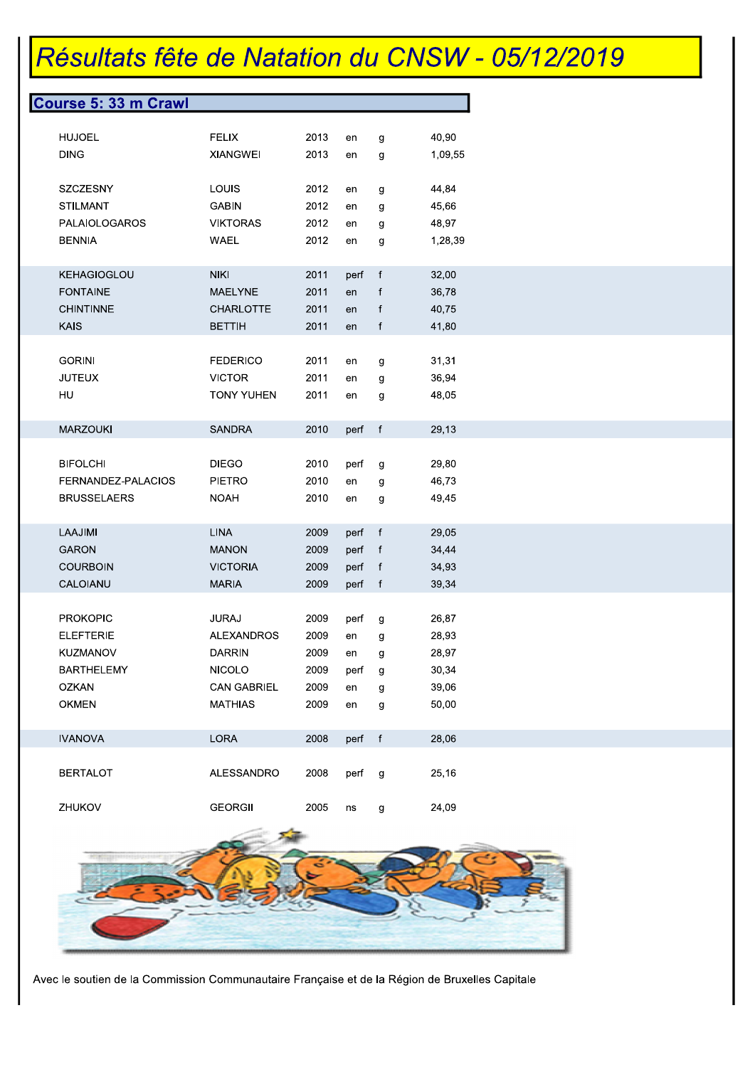# Résultats fête de Natation du CNSW - 05/12/2019

## Course 5: 33 m Crawl

| | | | | | |
|---|---|---|---|---|---|
| HUJOEL | FELIX | 2013 | en | g | 40,90 |
| DING | XIANGWEI | 2013 | en | g | 1,09,55 |
| SZCZESNY | LOUIS | 2012 | en | g | 44,84 |
| STILMANT | GABIN | 2012 | en | g | 45,66 |
| PALAIOLOGAROS | VIKTORAS | 2012 | en | g | 48,97 |
| BENNIA | WAEL | 2012 | en | g | 1,28,39 |
| KEHAGIOGLOU | NIKI | 2011 | perf | f | 32,00 |
| FONTAINE | MAELYNE | 2011 | en | f | 36,78 |
| CHINTINNE | CHARLOTTE | 2011 | en | f | 40,75 |
| KAIS | BETTIH | 2011 | en | f | 41,80 |
| GORINI | FEDERICO | 2011 | en | g | 31,31 |
| JUTEUX | VICTOR | 2011 | en | g | 36,94 |
| HU | TONY YUHEN | 2011 | en | g | 48,05 |
| MARZOUKI | SANDRA | 2010 | perf | f | 29,13 |
| BIFOLCHI | DIEGO | 2010 | perf | g | 29,80 |
| FERNANDEZ-PALACIOS | PIETRO | 2010 | en | g | 46,73 |
| BRUSSELAERS | NOAH | 2010 | en | g | 49,45 |
| LAAJIMI | LINA | 2009 | perf | f | 29,05 |
| GARON | MANON | 2009 | perf | f | 34,44 |
| COURBOIN | VICTORIA | 2009 | perf | f | 34,93 |
| CALOIANU | MARIA | 2009 | perf | f | 39,34 |
| PROKOPIC | JURAJ | 2009 | perf | g | 26,87 |
| ELEFTERIE | ALEXANDROS | 2009 | en | g | 28,93 |
| KUZMANOV | DARRIN | 2009 | en | g | 28,97 |
| BARTHELEMY | NICOLO | 2009 | perf | g | 30,34 |
| OZKAN | CAN GABRIEL | 2009 | en | g | 39,06 |
| OKMEN | MATHIAS | 2009 | en | g | 50,00 |
| IVANOVA | LORA | 2008 | perf | f | 28,06 |
| BERTALOT | ALESSANDRO | 2008 | perf | g | 25,16 |
| ZHUKOV | GEORGII | 2005 | ns | g | 24,09 |

Avec le soutien de la Commission Communautaire Française et de la Région de Bruxelles Capitale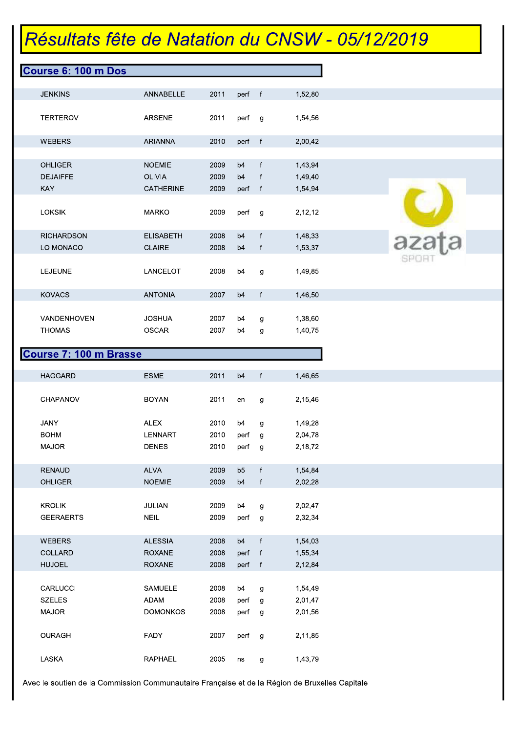# Résultats fête de Natation du CNSW - 05/12/2019

## Course 6: 100 m Dos

| | | | | | |
|---|---|---|---|---|---|
| JENKINS | ANNABELLE | 2011 | perf | f | 1,52,80 |
| TERTEROV | ARSENE | 2011 | perf | g | 1,54,56 |
| WEBERS | ARIANNA | 2010 | perf | f | 2,00,42 |
| OHLIGER | NOEMIE | 2009 | b4 | f | 1,43,94 |
| DEJAIFFE | OLIVIA | 2009 | b4 | f | 1,49,40 |
| KAY | CATHERINE | 2009 | perf | f | 1,54,94 |
| LOKSIK | MARKO | 2009 | perf | g | 2,12,12 |
| RICHARDSON | ELISABETH | 2008 | b4 | f | 1,48,33 |
| LO MONACO | CLAIRE | 2008 | b4 | f | 1,53,37 |
| LEJEUNE | LANCELOT | 2008 | b4 | g | 1,49,85 |
| KOVACS | ANTONIA | 2007 | b4 | f | 1,46,50 |
| VANDENHOVEN | JOSHUA | 2007 | b4 | g | 1,38,60 |
| THOMAS | OSCAR | 2007 | b4 | g | 1,40,75 |

## Course 7: 100 m Brasse

| | | | | | |
|---|---|---|---|---|---|
| HAGGARD | ESME | 2011 | b4 | f | 1,46,65 |
| CHAPANOV | BOYAN | 2011 | en | g | 2,15,46 |
| JANY | ALEX | 2010 | b4 | g | 1,49,28 |
| BOHM | LENNART | 2010 | perf | g | 2,04,78 |
| MAJOR | DENES | 2010 | perf | g | 2,18,72 |
| RENAUD | ALVA | 2009 | b5 | f | 1,54,84 |
| OHLIGER | NOEMIE | 2009 | b4 | f | 2,02,28 |
| KROLIK | JULIAN | 2009 | b4 | g | 2,02,47 |
| GEERAERTS | NEIL | 2009 | perf | g | 2,32,34 |
| WEBERS | ALESSIA | 2008 | b4 | f | 1,54,03 |
| COLLARD | ROXANE | 2008 | perf | f | 1,55,34 |
| HUJOEL | ROXANE | 2008 | perf | f | 2,12,84 |
| CARLUCCI | SAMUELE | 2008 | b4 | g | 1,54,49 |
| SZELES | ADAM | 2008 | perf | g | 2,01,47 |
| MAJOR | DOMONKOS | 2008 | perf | g | 2,01,56 |
| OURAGHI | FADY | 2007 | perf | g | 2,11,85 |
| LASKA | RAPHAEL | 2005 | ns | g | 1,43,79 |

Avec le soutien de la Commission Communautaire Française et de la Région de Bruxelles Capitale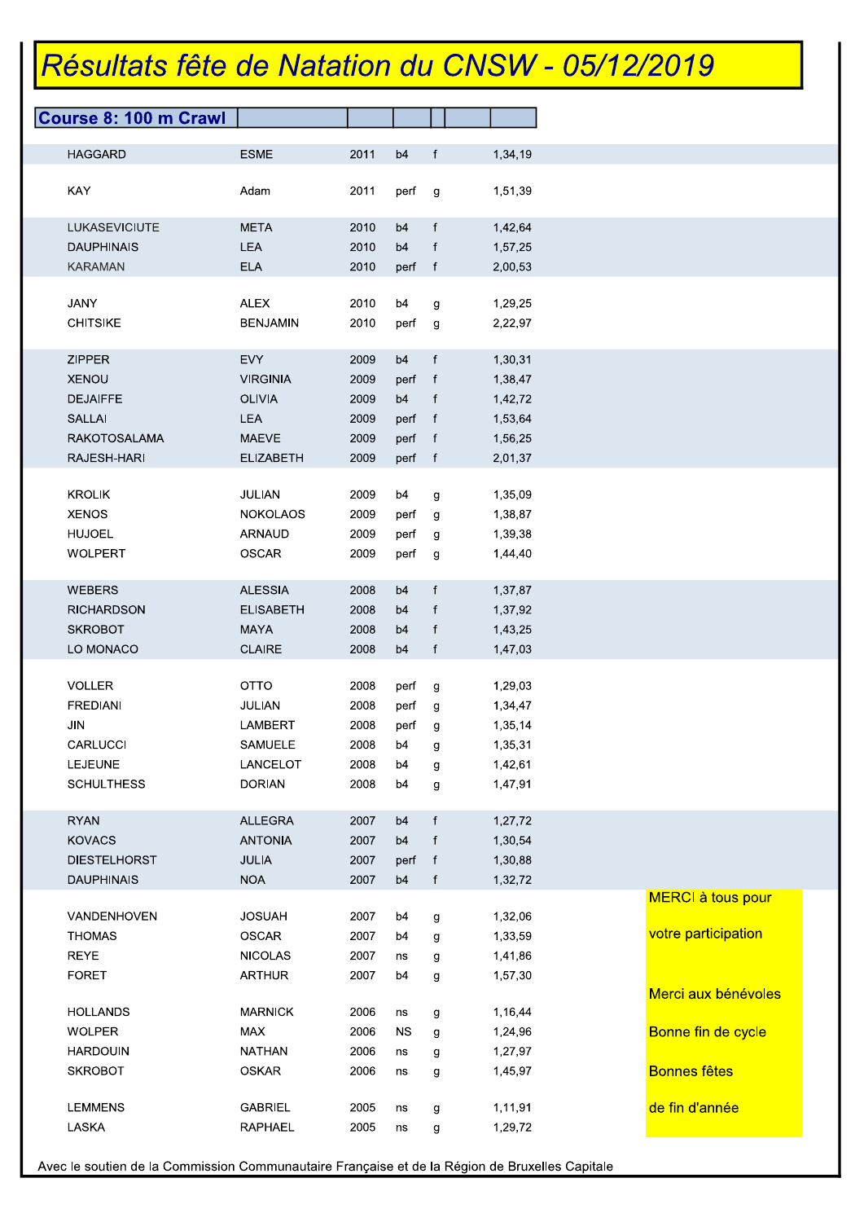# Résultats fête de Natation du CNSW - 05/12/2019

## Course 8: 100 m Crawl

| | | | | | |
|---|---|---|---|---|---|
| HAGGARD | ESME | 2011 | b4 | f | 1,34,19 |
| KAY | Adam | 2011 | perf | g | 1,51,39 |
| LUKASEVICIUTE | META | 2010 | b4 | f | 1,42,64 |
| DAUPHINAIS | LEA | 2010 | b4 | f | 1,57,25 |
| KARAMAN | ELA | 2010 | perf | f | 2,00,53 |
| JANY | ALEX | 2010 | b4 | g | 1,29,25 |
| CHITSIKE | BENJAMIN | 2010 | perf | g | 2,22,97 |
| ZIPPER | EVY | 2009 | b4 | f | 1,30,31 |
| XENOU | VIRGINIA | 2009 | perf | f | 1,38,47 |
| DEJAIFFE | OLIVIA | 2009 | b4 | f | 1,42,72 |
| SALLAI | LEA | 2009 | perf | f | 1,53,64 |
| RAKOTOSALAMA | MAEVE | 2009 | perf | f | 1,56,25 |
| RAJESH-HARI | ELIZABETH | 2009 | perf | f | 2,01,37 |
| KROLIK | JULIAN | 2009 | b4 | g | 1,35,09 |
| XENOS | NOKOLAOS | 2009 | perf | g | 1,38,87 |
| HUJOEL | ARNAUD | 2009 | perf | g | 1,39,38 |
| WOLPERT | OSCAR | 2009 | perf | g | 1,44,40 |
| WEBERS | ALESSIA | 2008 | b4 | f | 1,37,87 |
| RICHARDSON | ELISABETH | 2008 | b4 | f | 1,37,92 |
| SKROBOT | MAYA | 2008 | b4 | f | 1,43,25 |
| LO MONACO | CLAIRE | 2008 | b4 | f | 1,47,03 |
| VOLLER | OTTO | 2008 | perf | g | 1,29,03 |
| FREDIANI | JULIAN | 2008 | perf | g | 1,34,47 |
| JIN | LAMBERT | 2008 | perf | g | 1,35,14 |
| CARLUCCI | SAMUELE | 2008 | b4 | g | 1,35,31 |
| LEJEUNE | LANCELOT | 2008 | b4 | g | 1,42,61 |
| SCHULTHESS | DORIAN | 2008 | b4 | g | 1,47,91 |
| RYAN | ALLEGRA | 2007 | b4 | f | 1,27,72 |
| KOVACS | ANTONIA | 2007 | b4 | f | 1,30,54 |
| DIESTELHORST | JULIA | 2007 | perf | f | 1,30,88 |
| DAUPHINAIS | NOA | 2007 | b4 | f | 1,32,72 |
| VANDENHOVEN | JOSUAH | 2007 | b4 | g | 1,32,06 |
| THOMAS | OSCAR | 2007 | b4 | g | 1,33,59 |
| REYE | NICOLAS | 2007 | ns | g | 1,41,86 |
| FORET | ARTHUR | 2007 | b4 | g | 1,57,30 |
| HOLLANDS | MARNICK | 2006 | ns | g | 1,16,44 |
| WOLPER | MAX | 2006 | NS | g | 1,24,96 |
| HARDOUIN | NATHAN | 2006 | ns | g | 1,27,97 |
| SKROBOT | OSKAR | 2006 | ns | g | 1,45,97 |
| LEMMENS | GABRIEL | 2005 | ns | g | 1,11,91 |
| LASKA | RAPHAEL | 2005 | ns | g | 1,29,72 |

MERCI à tous pour

votre participation

Merci aux bénévoles

Bonne fin de cycle

Bonnes fêtes

de fin d'année

Avec le soutien de la Commission Communautaire Française et de la Région de Bruxelles Capitale